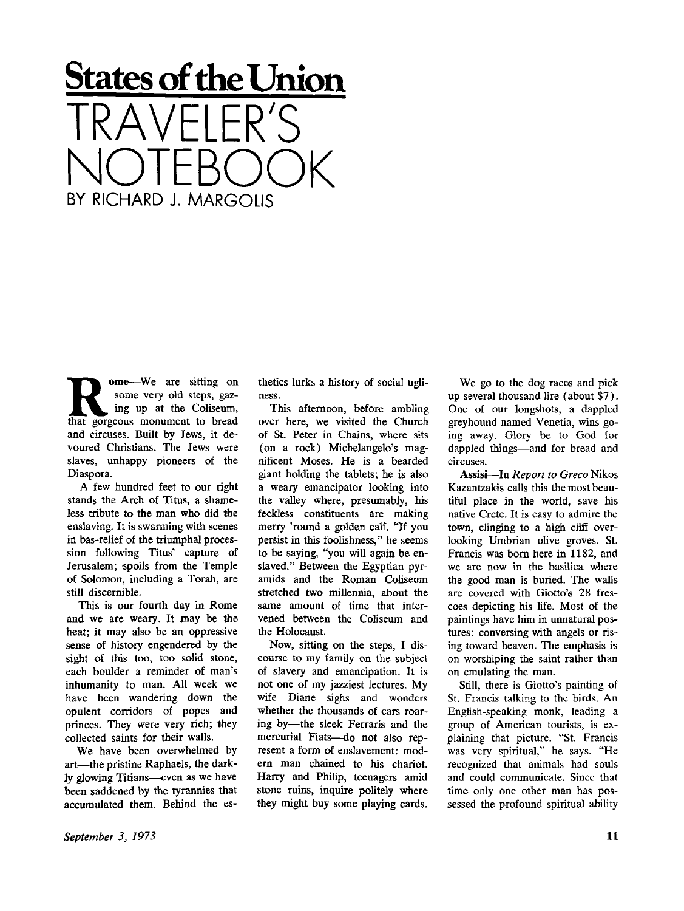# States of the Union

# TRAVELER'S NOTEBOOK

BY RICHARD J. MARGOLIS

**Rome**—We are sitting on some very old steps, gazing up at the Coliseum, that gorgeous monument to bread and circuses. Built by Jews, it devoured Christians. The Jews were slaves, unhappy pioneers of the Diaspora.

A few hundred feet to our right stands the Arch of Titus, a shameless tribute to the man who did the enslaving. It is swarming with scenes in bas-relief of the triumphal procession following Titus' capture of Jerusalem; spoils from the Temple of Solomon, including a Torah, are still discernible.

This is our fourth day in Rome and we are weary. It may be the heat; it may also be an oppressive sense of history engendered by the sight of this too, too solid stone, each boulder a reminder of man's inhumanity to man. All week we have been wandering down the opulent corridors of popes and princes. They were very rich; they collected saints for their walls.

We have been overwhelmed by art—the pristine Raphaels, the darkly glowing Titians—even as we have been saddened by the tyrannies that accumulated them. Behind the esthetics lurks a history of social ugliness.

This afternoon, before ambling over here, we visited the Church of St. Peter in Chains, where sits (on a rock) Michelangelo's magnificent Moses. He is a bearded giant holding the tablets; he is also a weary emancipator looking into the valley where, presumably, his feckless constituents are making merry 'round a golden calf. "If you persist in this foolishness," he seems to be saying, "you will again be enslaved." Between the Egyptian pyramids and the Roman Coliseum stretched two millennia, about the same amount of time that intervened between the Coliseum and the Holocaust.

Now, sitting on the steps, I discourse to my family on the subject of slavery and emancipation. It is not one of my jazziest lectures. My wife Diane sighs and wonders whether the thousands of cars roaring by—the sleek Ferraris and the mercurial Fiats—do not also represent a form of enslavement: modern man chained to his chariot. Harry and Philip, teenagers amid stone ruins, inquire politely where they might buy some playing cards.

We go to the dog races and pick up several thousand lire (about $7). One of our longshots, a dappled greyhound named Venetia, wins going away. Glory be to God for dappled things—and for bread and circuses.

**Assisi**—In *Report to Greco* Nikos Kazantzakis calls this the most beautiful place in the world, save his native Crete. It is easy to admire the town, clinging to a high cliff overlooking Umbrian olive groves. St. Francis was born here in 1182, and we are now in the basilica where the good man is buried. The walls are covered with Giotto's 28 frescoes depicting his life. Most of the paintings have him in unnatural postures: conversing with angels or rising toward heaven. The emphasis is on worshiping the saint rather than on emulating the man.

Still, there is Giotto's painting of St. Francis talking to the birds. An English-speaking monk, leading a group of American tourists, is explaining that picture. "St. Francis was very spiritual," he says. "He recognized that animals had souls and could communicate. Since that time only one other man has possessed the profound spiritual ability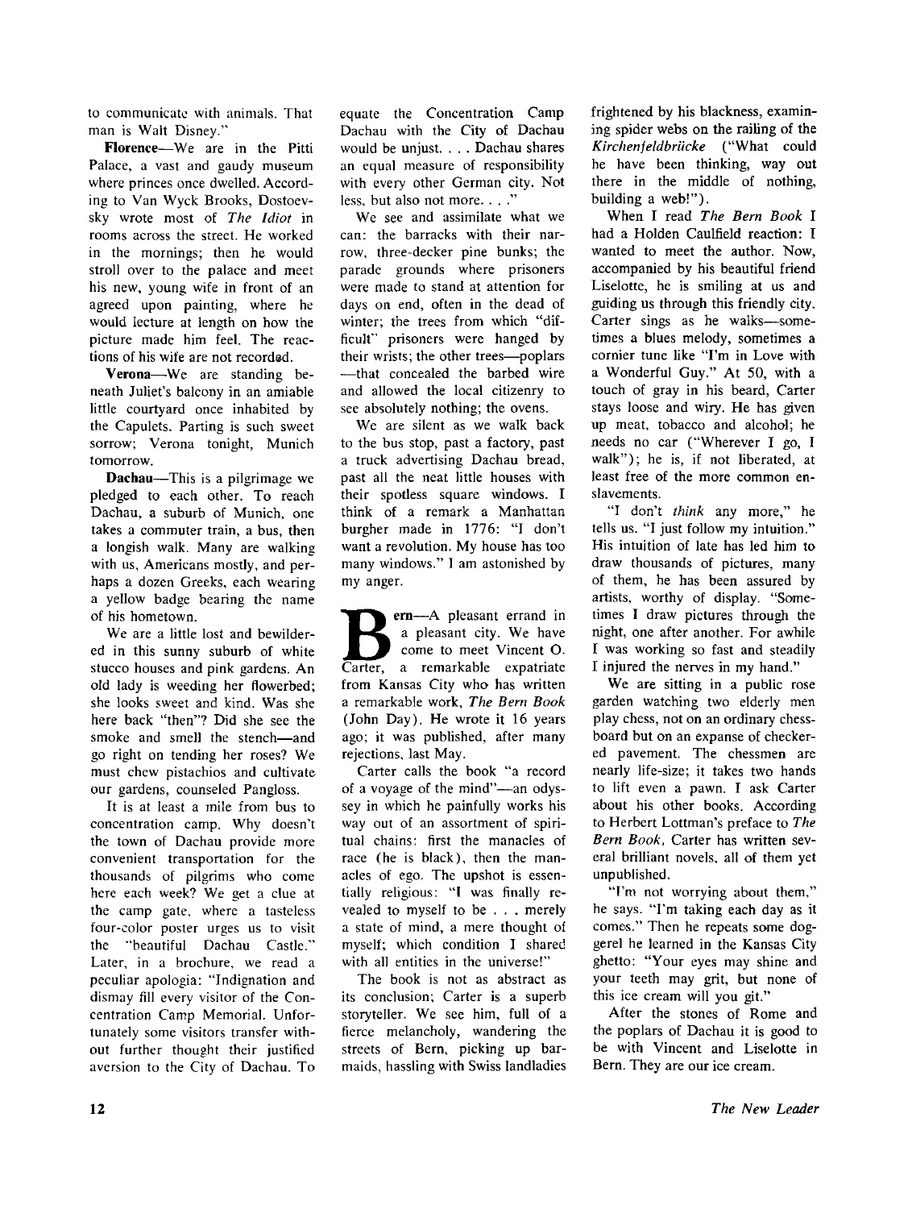to communicate with animals. That man is Walt Disney."

**Florence**—We are in the Pitti Palace, a vast and gaudy museum where princes once dwelled. According to Van Wyck Brooks, Dostoevsky wrote most of *The Idiot* in rooms across the street. He worked in the mornings; then he would stroll over to the palace and meet his new, young wife in front of an agreed upon painting, where he would lecture at length on how the picture made him feel. The reactions of his wife are not recorded.

**Verona**—We are standing beneath Juliet's balcony in an amiable little courtyard once inhabited by the Capulets. Parting is such sweet sorrow; Verona tonight, Munich tomorrow.

**Dachau**—This is a pilgrimage we pledged to each other. To reach Dachau, a suburb of Munich, one takes a commuter train, a bus, then a longish walk. Many are walking with us, Americans mostly, and perhaps a dozen Greeks, each wearing a yellow badge bearing the name of his hometown.

We are a little lost and bewildered in this sunny suburb of white stucco houses and pink gardens. An old lady is weeding her flowerbed; she looks sweet and kind. Was she here back "then"? Did she see the smoke and smell the stench—and go right on tending her roses? We must chew pistachios and cultivate our gardens, counseled Pangloss.

It is at least a mile from bus to concentration camp. Why doesn't the town of Dachau provide more convenient transportation for the thousands of pilgrims who come here each week? We get a clue at the camp gate, where a tasteless four-color poster urges us to visit the "beautiful Dachau Castle." Later, in a brochure, we read a peculiar apologia: "Indignation and dismay fill every visitor of the Concentration Camp Memorial. Unfortunately some visitors transfer without further thought their justified aversion to the City of Dachau. To equate the Concentration Camp Dachau with the City of Dachau would be unjust. . . . Dachau shares an equal measure of responsibility with every other German city. Not less, but also not more. . . ."

We see and assimilate what we can: the barracks with their narrow, three-decker pine bunks; the parade grounds where prisoners were made to stand at attention for days on end, often in the dead of winter; the trees from which "difficult" prisoners were hanged by their wrists; the other trees—poplars—that concealed the barbed wire and allowed the local citizenry to see absolutely nothing; the ovens.

We are silent as we walk back to the bus stop, past a factory, past a truck advertising Dachau bread, past all the neat little houses with their spotless square windows. I think of a remark a Manhattan burgher made in 1776: "I don't want a revolution. My house has too many windows." I am astonished by my anger.

**Bern**—A pleasant errand in a pleasant city. We have come to meet Vincent O. Carter, a remarkable expatriate from Kansas City who has written a remarkable work, *The Bern Book* (John Day). He wrote it 16 years ago; it was published, after many rejections, last May.

Carter calls the book "a record of a voyage of the mind"—an odyssey in which he painfully works his way out of an assortment of spiritual chains: first the manacles of race (he is black), then the manacles of ego. The upshot is essentially religious: "I was finally revealed to myself to be . . . merely a state of mind, a mere thought of myself; which condition I shared with all entities in the universe!"

The book is not as abstract as its conclusion; Carter is a superb storyteller. We see him, full of a fierce melancholy, wandering the streets of Bern, picking up barmaids, hassling with Swiss landladies frightened by his blackness, examining spider webs on the railing of the *Kirchenfeldbrücke* ("What could he have been thinking, way out there in the middle of nothing, building a web!").

When I read *The Bern Book* I had a Holden Caulfield reaction: I wanted to meet the author. Now, accompanied by his beautiful friend Liselotte, he is smiling at us and guiding us through this friendly city. Carter sings as he walks—sometimes a blues melody, sometimes a cornier tune like "I'm in Love with a Wonderful Guy." At 50, with a touch of gray in his beard, Carter stays loose and wiry. He has given up meat, tobacco and alcohol; he needs no car ("Wherever I go, I walk"); he is, if not liberated, at least free of the more common enslavements.

"I don't *think* any more," he tells us. "I just follow my intuition." His intuition of late has led him to draw thousands of pictures, many of them, he has been assured by artists, worthy of display. "Sometimes I draw pictures through the night, one after another. For awhile I was working so fast and steadily I injured the nerves in my hand."

We are sitting in a public rose garden watching two elderly men play chess, not on an ordinary chessboard but on an expanse of checkered pavement. The chessmen are nearly life-size; it takes two hands to lift even a pawn. I ask Carter about his other books. According to Herbert Lottman's preface to *The Bern Book*, Carter has written several brilliant novels, all of them yet unpublished.

"I'm not worrying about them," he says. "I'm taking each day as it comes." Then he repeats some doggerel he learned in the Kansas City ghetto: "Your eyes may shine and your teeth may grit, but none of this ice cream will you git."

After the stones of Rome and the poplars of Dachau it is good to be with Vincent and Liselotte in Bern. They are our ice cream.